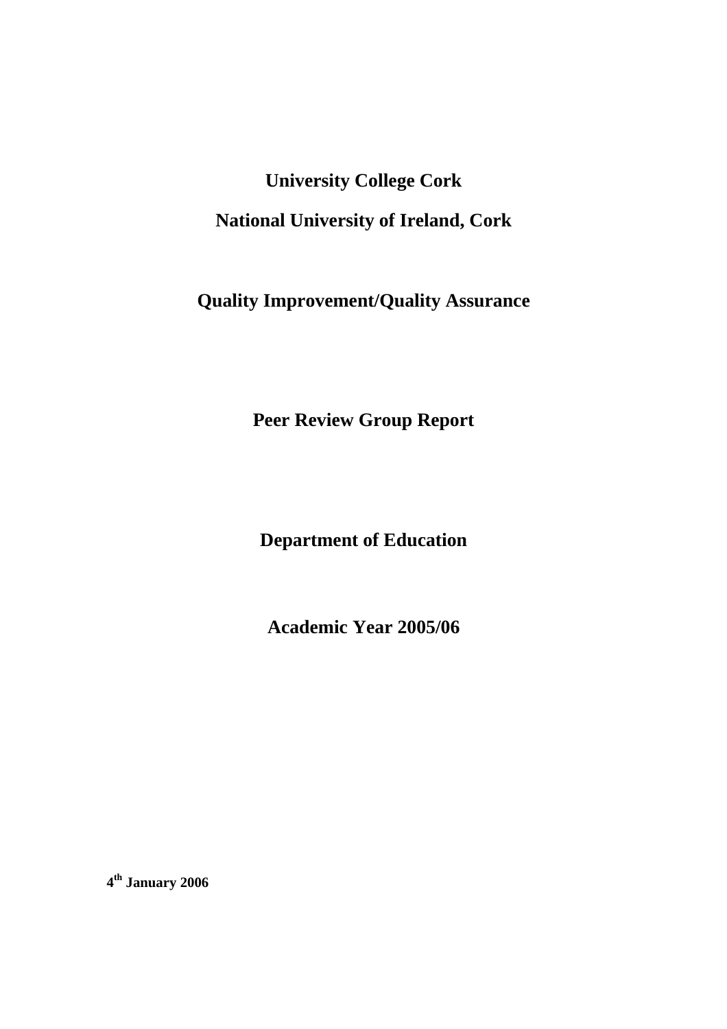**University College Cork**

**National University of Ireland, Cork**

**Quality Improvement/Quality Assurance**

# Peer Review Group Report

**Department of Education**

**Academic Year 2005/06**

**4th January 2006**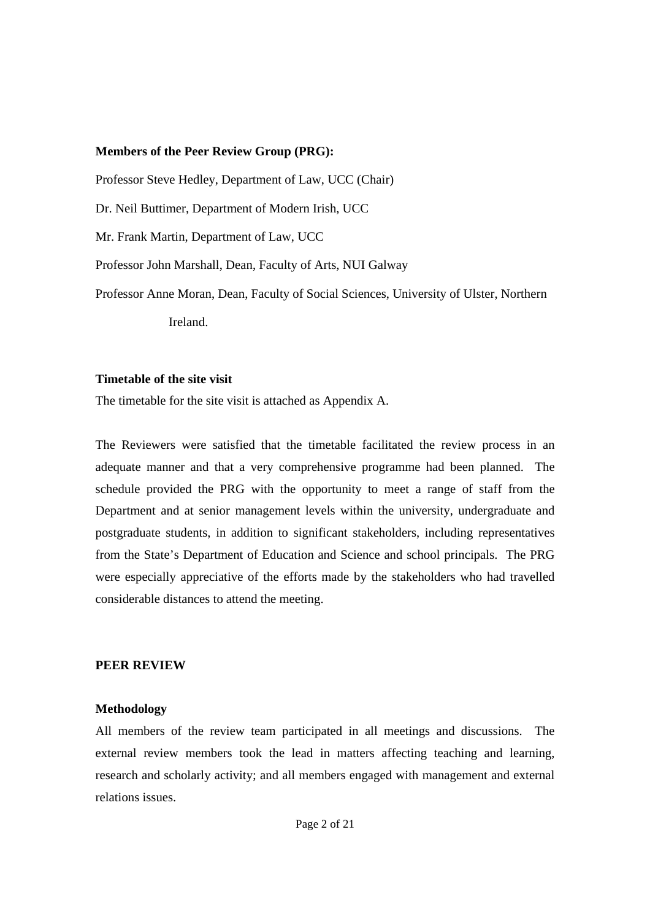**Members of the Peer Review Group (PRG):**

Professor Steve Hedley, Department of Law, UCC (Chair)

Dr. Neil Buttimer, Department of Modern Irish, UCC

Mr. Frank Martin, Department of Law, UCC

Professor John Marshall, Dean, Faculty of Arts, NUI Galway

Professor Anne Moran, Dean, Faculty of Social Sciences, University of Ulster, Northern Ireland.

**Timetable of the site visit**

The timetable for the site visit is attached as Appendix A.

The Reviewers were satisfied that the timetable facilitated the review process in an adequate manner and that a very comprehensive programme had been planned. The schedule provided the PRG with the opportunity to meet a range of staff from the Department and at senior management levels within the university, undergraduate and postgraduate students, in addition to significant stakeholders, including representatives from the State's Department of Education and Science and school principals. The PRG were especially appreciative of the efforts made by the stakeholders who had travelled considerable distances to attend the meeting.

## PEER REVIEW

**Methodology**

All members of the review team participated in all meetings and discussions. The external review members took the lead in matters affecting teaching and learning, research and scholarly activity; and all members engaged with management and external relations issues.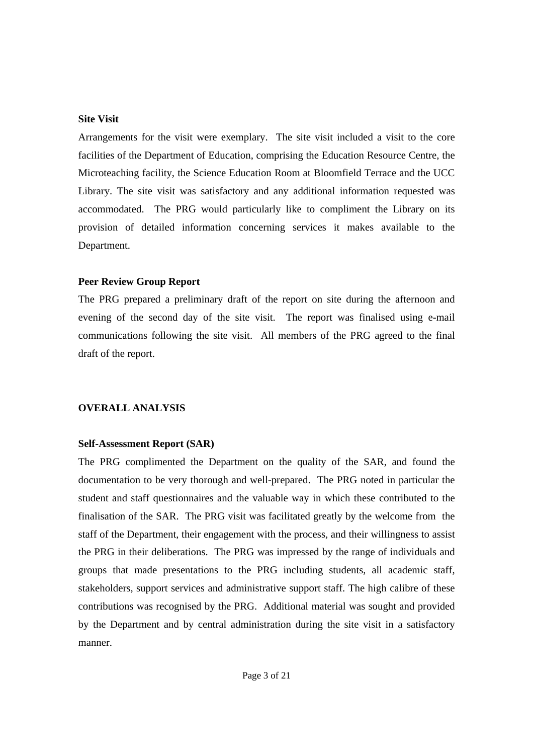**Site Visit**

Arrangements for the visit were exemplary. The site visit included a visit to the core facilities of the Department of Education, comprising the Education Resource Centre, the Microteaching facility, the Science Education Room at Bloomfield Terrace and the UCC Library. The site visit was satisfactory and any additional information requested was accommodated. The PRG would particularly like to compliment the Library on its provision of detailed information concerning services it makes available to the Department.

**Peer Review Group Report**

The PRG prepared a preliminary draft of the report on site during the afternoon and evening of the second day of the site visit. The report was finalised using e-mail communications following the site visit. All members of the PRG agreed to the final draft of the report.

## OVERALL ANALYSIS

**Self-Assessment Report (SAR)**

The PRG complimented the Department on the quality of the SAR, and found the documentation to be very thorough and well-prepared. The PRG noted in particular the student and staff questionnaires and the valuable way in which these contributed to the finalisation of the SAR. The PRG visit was facilitated greatly by the welcome from the staff of the Department, their engagement with the process, and their willingness to assist the PRG in their deliberations. The PRG was impressed by the range of individuals and groups that made presentations to the PRG including students, all academic staff, stakeholders, support services and administrative support staff. The high calibre of these contributions was recognised by the PRG. Additional material was sought and provided by the Department and by central administration during the site visit in a satisfactory manner.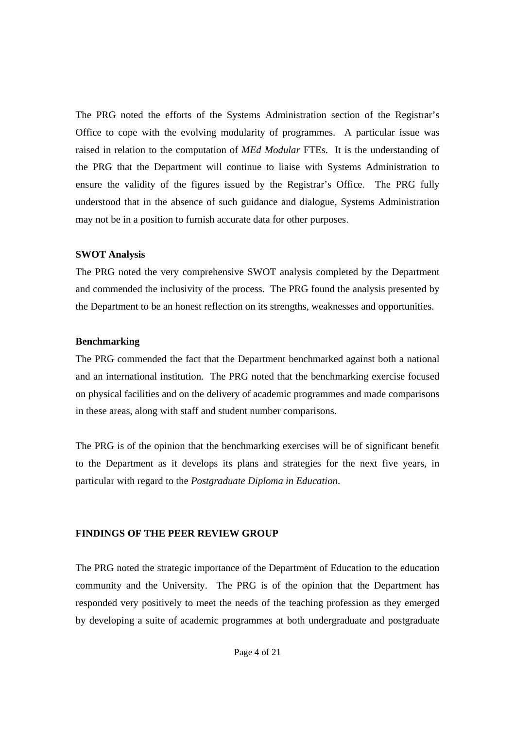The PRG noted the efforts of the Systems Administration section of the Registrar's Office to cope with the evolving modularity of programmes. A particular issue was raised in relation to the computation of *MEd Modular* FTEs. It is the understanding of the PRG that the Department will continue to liaise with Systems Administration to ensure the validity of the figures issued by the Registrar's Office. The PRG fully understood that in the absence of such guidance and dialogue, Systems Administration may not be in a position to furnish accurate data for other purposes.

**SWOT Analysis**

The PRG noted the very comprehensive SWOT analysis completed by the Department and commended the inclusivity of the process. The PRG found the analysis presented by the Department to be an honest reflection on its strengths, weaknesses and opportunities.

**Benchmarking**

The PRG commended the fact that the Department benchmarked against both a national and an international institution. The PRG noted that the benchmarking exercise focused on physical facilities and on the delivery of academic programmes and made comparisons in these areas, along with staff and student number comparisons.

The PRG is of the opinion that the benchmarking exercises will be of significant benefit to the Department as it develops its plans and strategies for the next five years, in particular with regard to the *Postgraduate Diploma in Education*.

**FINDINGS OF THE PEER REVIEW GROUP**

The PRG noted the strategic importance of the Department of Education to the education community and the University. The PRG is of the opinion that the Department has responded very positively to meet the needs of the teaching profession as they emerged by developing a suite of academic programmes at both undergraduate and postgraduate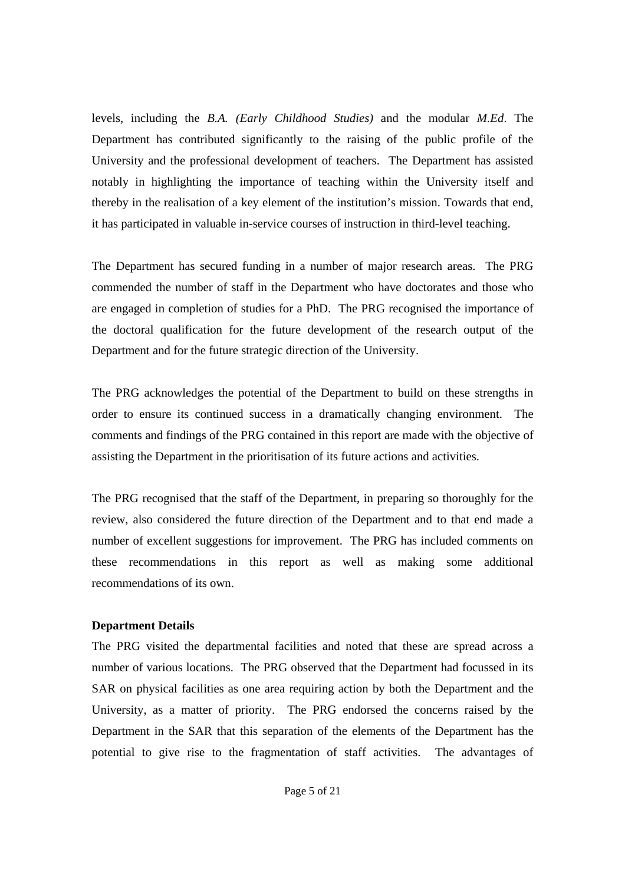levels, including the *B.A. (Early Childhood Studies)* and the modular *M.Ed*. The Department has contributed significantly to the raising of the public profile of the University and the professional development of teachers. The Department has assisted notably in highlighting the importance of teaching within the University itself and thereby in the realisation of a key element of the institution's mission. Towards that end, it has participated in valuable in-service courses of instruction in third-level teaching.

The Department has secured funding in a number of major research areas. The PRG commended the number of staff in the Department who have doctorates and those who are engaged in completion of studies for a PhD. The PRG recognised the importance of the doctoral qualification for the future development of the research output of the Department and for the future strategic direction of the University.

The PRG acknowledges the potential of the Department to build on these strengths in order to ensure its continued success in a dramatically changing environment. The comments and findings of the PRG contained in this report are made with the objective of assisting the Department in the prioritisation of its future actions and activities.

The PRG recognised that the staff of the Department, in preparing so thoroughly for the review, also considered the future direction of the Department and to that end made a number of excellent suggestions for improvement. The PRG has included comments on these recommendations in this report as well as making some additional recommendations of its own.

**Department Details**

The PRG visited the departmental facilities and noted that these are spread across a number of various locations. The PRG observed that the Department had focussed in its SAR on physical facilities as one area requiring action by both the Department and the University, as a matter of priority. The PRG endorsed the concerns raised by the Department in the SAR that this separation of the elements of the Department has the potential to give rise to the fragmentation of staff activities. The advantages of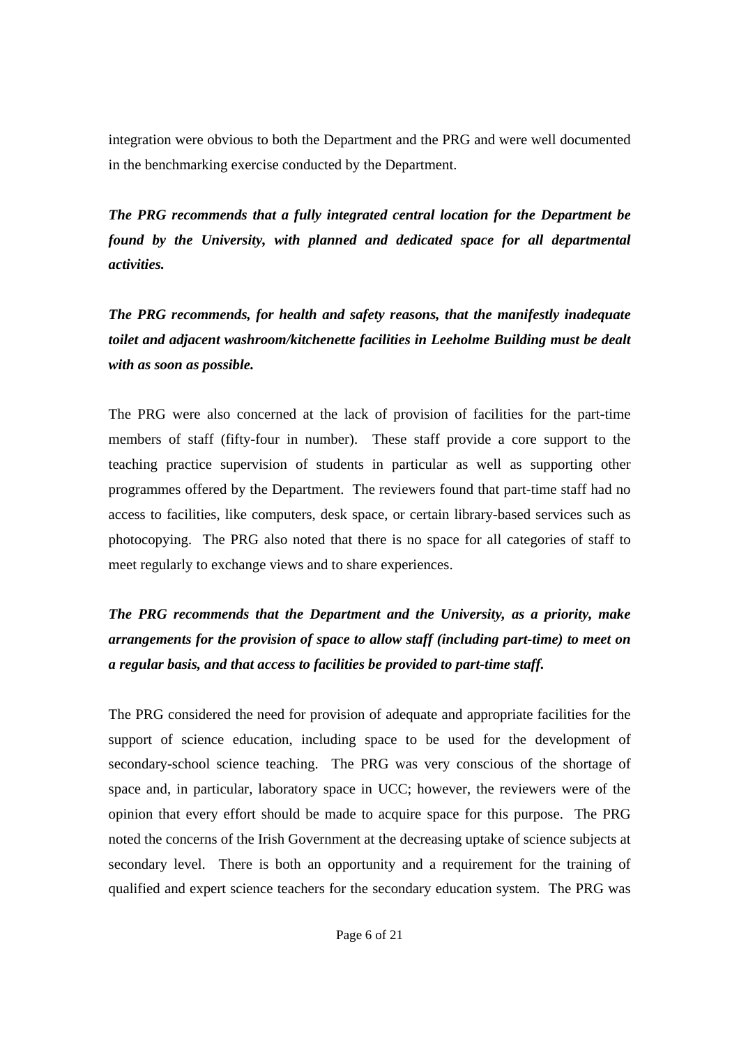integration were obvious to both the Department and the PRG and were well documented in the benchmarking exercise conducted by the Department.

***The PRG recommends that a fully integrated central location for the Department be found by the University, with planned and dedicated space for all departmental activities.***

***The PRG recommends, for health and safety reasons, that the manifestly inadequate toilet and adjacent washroom/kitchenette facilities in Leeholme Building must be dealt with as soon as possible.***

The PRG were also concerned at the lack of provision of facilities for the part-time members of staff (fifty-four in number). These staff provide a core support to the teaching practice supervision of students in particular as well as supporting other programmes offered by the Department. The reviewers found that part-time staff had no access to facilities, like computers, desk space, or certain library-based services such as photocopying. The PRG also noted that there is no space for all categories of staff to meet regularly to exchange views and to share experiences.

***The PRG recommends that the Department and the University, as a priority, make arrangements for the provision of space to allow staff (including part-time) to meet on a regular basis, and that access to facilities be provided to part-time staff.***

The PRG considered the need for provision of adequate and appropriate facilities for the support of science education, including space to be used for the development of secondary-school science teaching. The PRG was very conscious of the shortage of space and, in particular, laboratory space in UCC; however, the reviewers were of the opinion that every effort should be made to acquire space for this purpose. The PRG noted the concerns of the Irish Government at the decreasing uptake of science subjects at secondary level. There is both an opportunity and a requirement for the training of qualified and expert science teachers for the secondary education system. The PRG was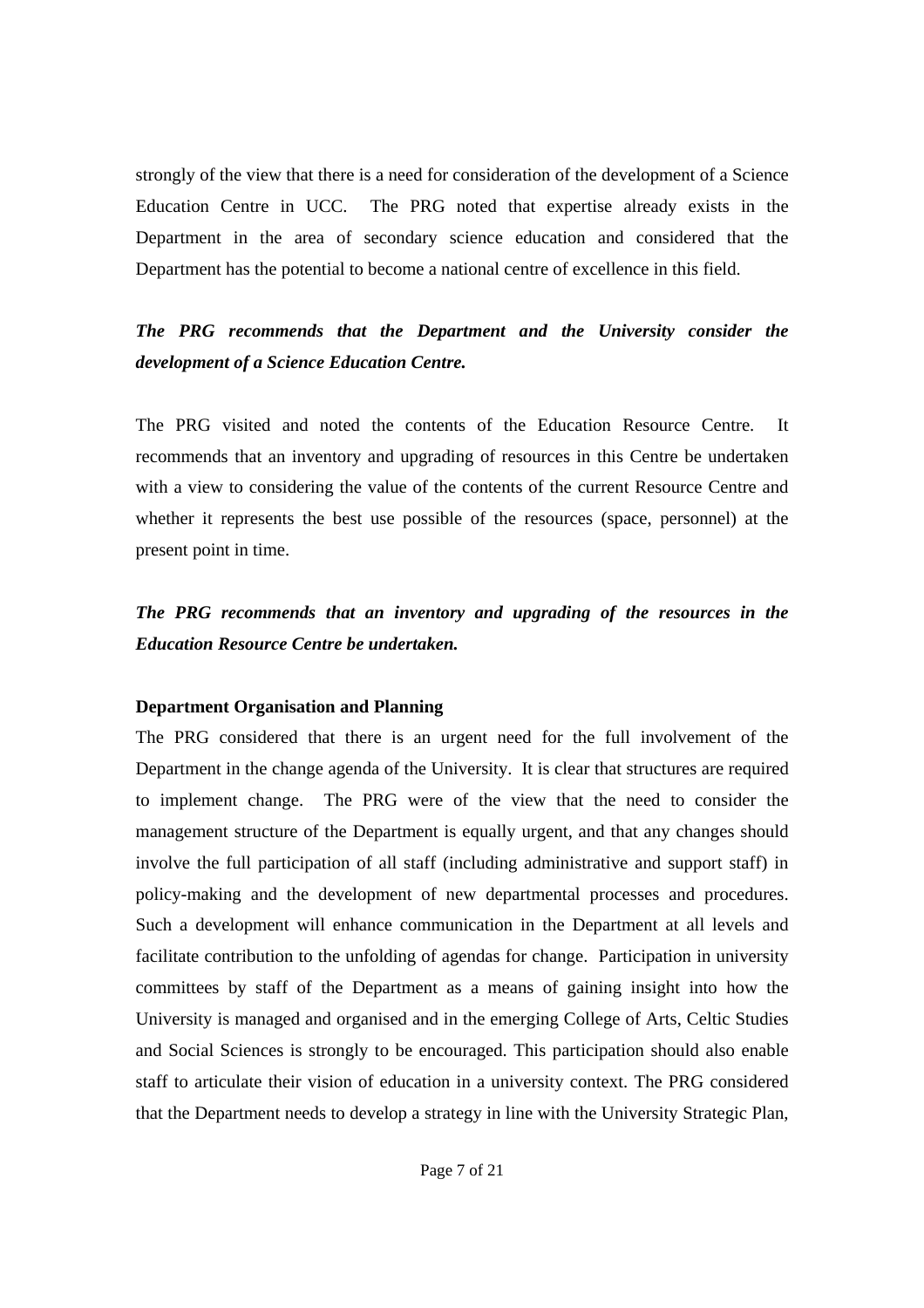strongly of the view that there is a need for consideration of the development of a Science Education Centre in UCC. The PRG noted that expertise already exists in the Department in the area of secondary science education and considered that the Department has the potential to become a national centre of excellence in this field.

***The PRG recommends that the Department and the University consider the development of a Science Education Centre.***

The PRG visited and noted the contents of the Education Resource Centre. It recommends that an inventory and upgrading of resources in this Centre be undertaken with a view to considering the value of the contents of the current Resource Centre and whether it represents the best use possible of the resources (space, personnel) at the present point in time.

***The PRG recommends that an inventory and upgrading of the resources in the Education Resource Centre be undertaken.***

**Department Organisation and Planning**

The PRG considered that there is an urgent need for the full involvement of the Department in the change agenda of the University. It is clear that structures are required to implement change. The PRG were of the view that the need to consider the management structure of the Department is equally urgent, and that any changes should involve the full participation of all staff (including administrative and support staff) in policy-making and the development of new departmental processes and procedures. Such a development will enhance communication in the Department at all levels and facilitate contribution to the unfolding of agendas for change. Participation in university committees by staff of the Department as a means of gaining insight into how the University is managed and organised and in the emerging College of Arts, Celtic Studies and Social Sciences is strongly to be encouraged. This participation should also enable staff to articulate their vision of education in a university context. The PRG considered that the Department needs to develop a strategy in line with the University Strategic Plan,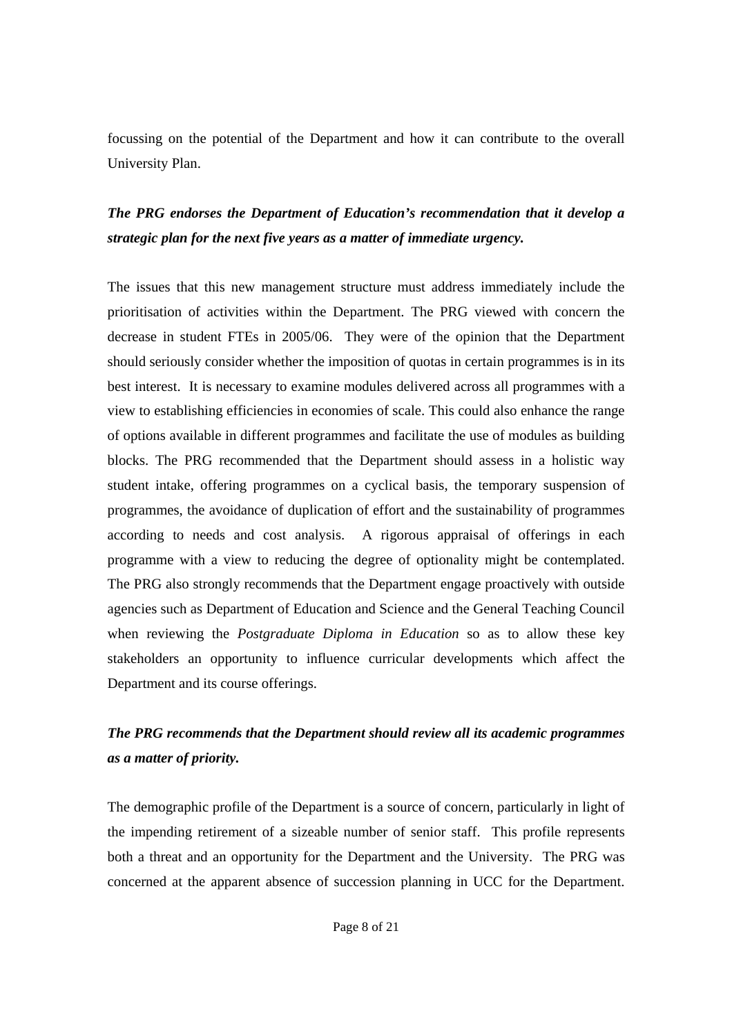focussing on the potential of the Department and how it can contribute to the overall University Plan.

***The PRG endorses the Department of Education's recommendation that it develop a strategic plan for the next five years as a matter of immediate urgency.***

The issues that this new management structure must address immediately include the prioritisation of activities within the Department. The PRG viewed with concern the decrease in student FTEs in 2005/06. They were of the opinion that the Department should seriously consider whether the imposition of quotas in certain programmes is in its best interest. It is necessary to examine modules delivered across all programmes with a view to establishing efficiencies in economies of scale. This could also enhance the range of options available in different programmes and facilitate the use of modules as building blocks. The PRG recommended that the Department should assess in a holistic way student intake, offering programmes on a cyclical basis, the temporary suspension of programmes, the avoidance of duplication of effort and the sustainability of programmes according to needs and cost analysis. A rigorous appraisal of offerings in each programme with a view to reducing the degree of optionality might be contemplated. The PRG also strongly recommends that the Department engage proactively with outside agencies such as Department of Education and Science and the General Teaching Council when reviewing the *Postgraduate Diploma in Education* so as to allow these key stakeholders an opportunity to influence curricular developments which affect the Department and its course offerings.

***The PRG recommends that the Department should review all its academic programmes as a matter of priority.***

The demographic profile of the Department is a source of concern, particularly in light of the impending retirement of a sizeable number of senior staff. This profile represents both a threat and an opportunity for the Department and the University. The PRG was concerned at the apparent absence of succession planning in UCC for the Department.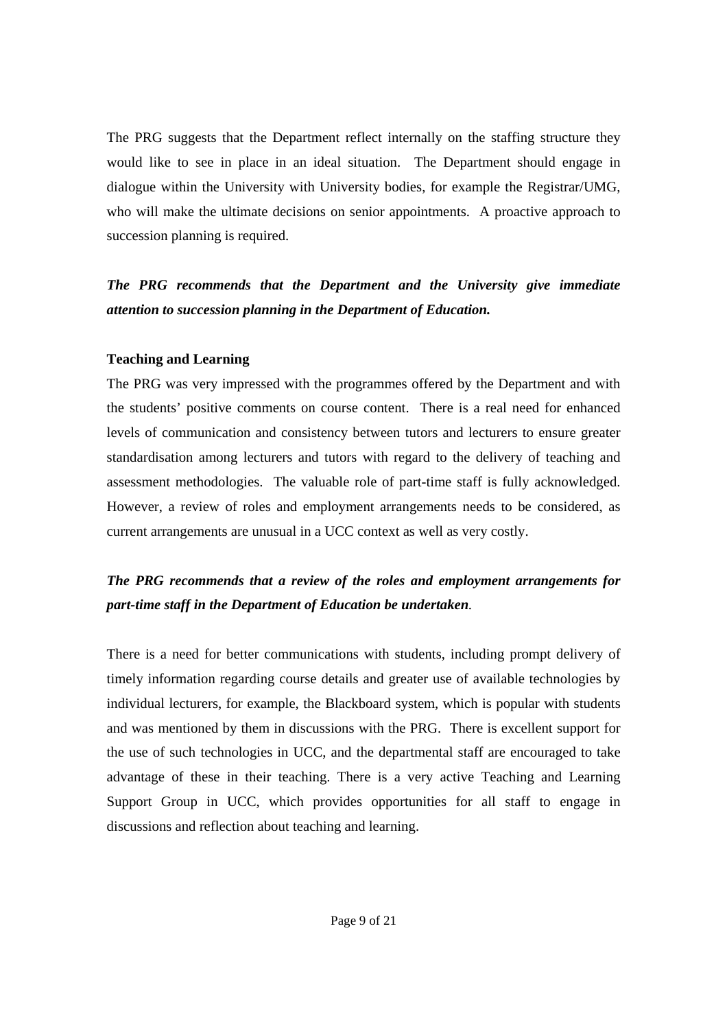The PRG suggests that the Department reflect internally on the staffing structure they would like to see in place in an ideal situation. The Department should engage in dialogue within the University with University bodies, for example the Registrar/UMG, who will make the ultimate decisions on senior appointments. A proactive approach to succession planning is required.

***The PRG recommends that the Department and the University give immediate attention to succession planning in the Department of Education.***

**Teaching and Learning**

The PRG was very impressed with the programmes offered by the Department and with the students' positive comments on course content. There is a real need for enhanced levels of communication and consistency between tutors and lecturers to ensure greater standardisation among lecturers and tutors with regard to the delivery of teaching and assessment methodologies. The valuable role of part-time staff is fully acknowledged. However, a review of roles and employment arrangements needs to be considered, as current arrangements are unusual in a UCC context as well as very costly.

***The PRG recommends that a review of the roles and employment arrangements for part-time staff in the Department of Education be undertaken.***

There is a need for better communications with students, including prompt delivery of timely information regarding course details and greater use of available technologies by individual lecturers, for example, the Blackboard system, which is popular with students and was mentioned by them in discussions with the PRG. There is excellent support for the use of such technologies in UCC, and the departmental staff are encouraged to take advantage of these in their teaching. There is a very active Teaching and Learning Support Group in UCC, which provides opportunities for all staff to engage in discussions and reflection about teaching and learning.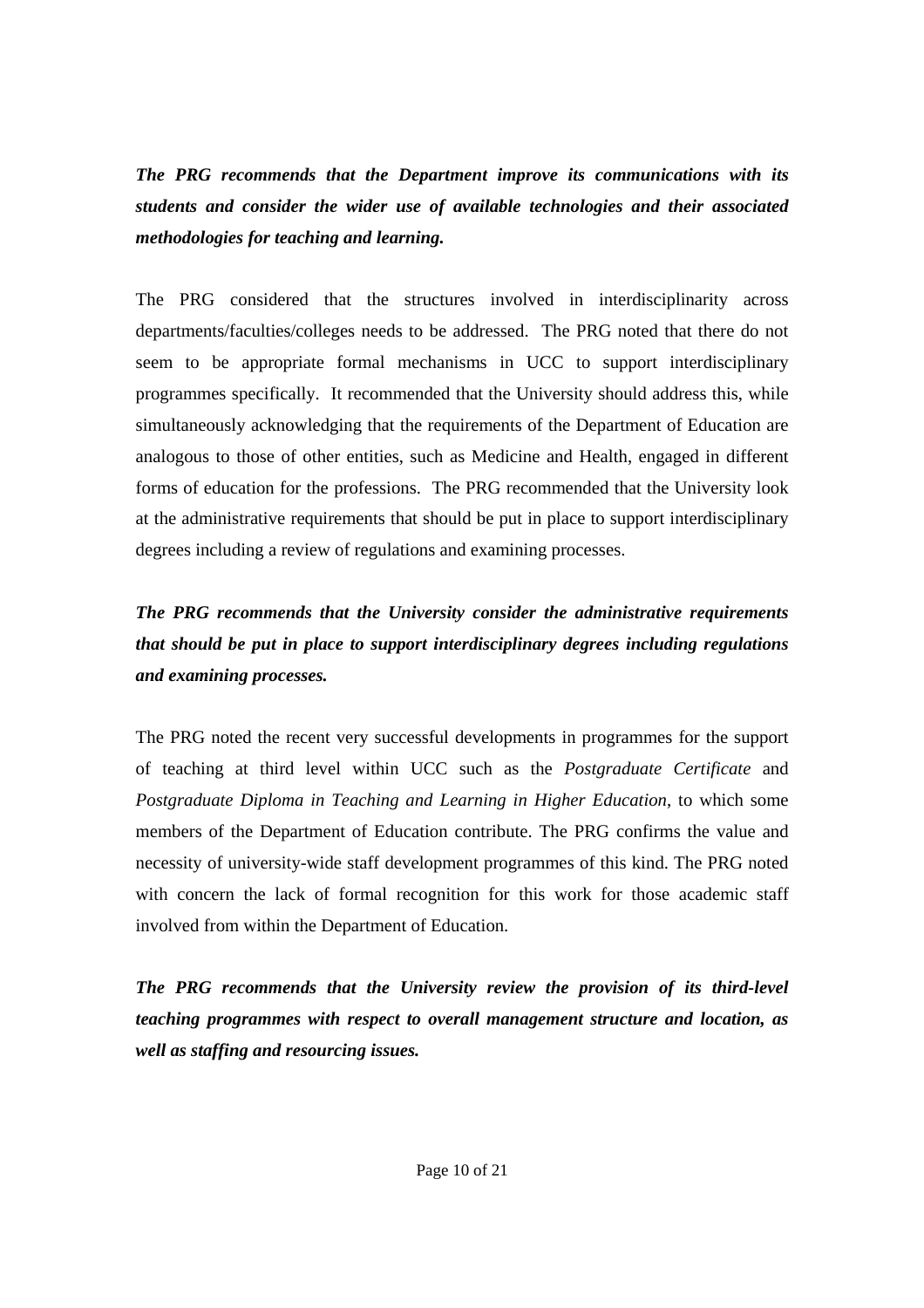***The PRG recommends that the Department improve its communications with its students and consider the wider use of available technologies and their associated methodologies for teaching and learning.***

The PRG considered that the structures involved in interdisciplinarity across departments/faculties/colleges needs to be addressed. The PRG noted that there do not seem to be appropriate formal mechanisms in UCC to support interdisciplinary programmes specifically. It recommended that the University should address this, while simultaneously acknowledging that the requirements of the Department of Education are analogous to those of other entities, such as Medicine and Health, engaged in different forms of education for the professions. The PRG recommended that the University look at the administrative requirements that should be put in place to support interdisciplinary degrees including a review of regulations and examining processes.

***The PRG recommends that the University consider the administrative requirements that should be put in place to support interdisciplinary degrees including regulations and examining processes.***

The PRG noted the recent very successful developments in programmes for the support of teaching at third level within UCC such as the *Postgraduate Certificate* and *Postgraduate Diploma in Teaching and Learning in Higher Education*, to which some members of the Department of Education contribute. The PRG confirms the value and necessity of university-wide staff development programmes of this kind. The PRG noted with concern the lack of formal recognition for this work for those academic staff involved from within the Department of Education.

***The PRG recommends that the University review the provision of its third-level teaching programmes with respect to overall management structure and location, as well as staffing and resourcing issues.***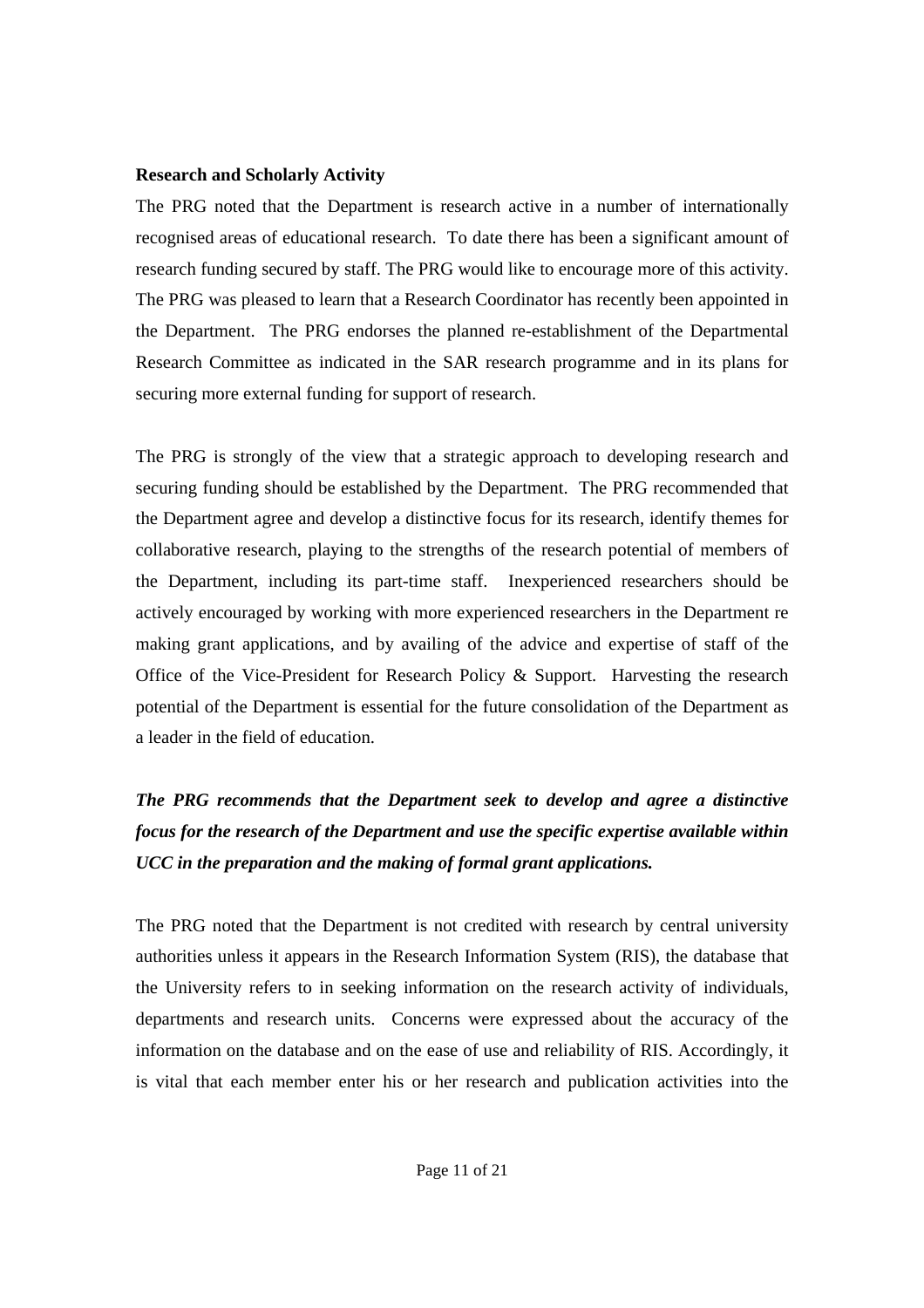**Research and Scholarly Activity**

The PRG noted that the Department is research active in a number of internationally recognised areas of educational research. To date there has been a significant amount of research funding secured by staff. The PRG would like to encourage more of this activity. The PRG was pleased to learn that a Research Coordinator has recently been appointed in the Department. The PRG endorses the planned re-establishment of the Departmental Research Committee as indicated in the SAR research programme and in its plans for securing more external funding for support of research.

The PRG is strongly of the view that a strategic approach to developing research and securing funding should be established by the Department. The PRG recommended that the Department agree and develop a distinctive focus for its research, identify themes for collaborative research, playing to the strengths of the research potential of members of the Department, including its part-time staff. Inexperienced researchers should be actively encouraged by working with more experienced researchers in the Department re making grant applications, and by availing of the advice and expertise of staff of the Office of the Vice-President for Research Policy & Support. Harvesting the research potential of the Department is essential for the future consolidation of the Department as a leader in the field of education.

***The PRG recommends that the Department seek to develop and agree a distinctive focus for the research of the Department and use the specific expertise available within UCC in the preparation and the making of formal grant applications.***

The PRG noted that the Department is not credited with research by central university authorities unless it appears in the Research Information System (RIS), the database that the University refers to in seeking information on the research activity of individuals, departments and research units. Concerns were expressed about the accuracy of the information on the database and on the ease of use and reliability of RIS. Accordingly, it is vital that each member enter his or her research and publication activities into the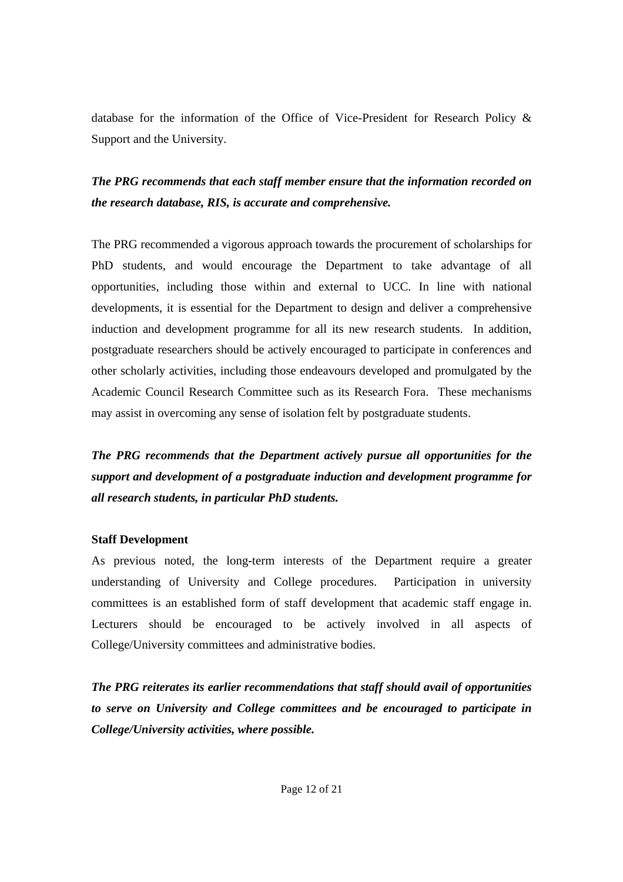database for the information of the Office of Vice-President for Research Policy & Support and the University.

***The PRG recommends that each staff member ensure that the information recorded on the research database, RIS, is accurate and comprehensive.***

The PRG recommended a vigorous approach towards the procurement of scholarships for PhD students, and would encourage the Department to take advantage of all opportunities, including those within and external to UCC. In line with national developments, it is essential for the Department to design and deliver a comprehensive induction and development programme for all its new research students. In addition, postgraduate researchers should be actively encouraged to participate in conferences and other scholarly activities, including those endeavours developed and promulgated by the Academic Council Research Committee such as its Research Fora. These mechanisms may assist in overcoming any sense of isolation felt by postgraduate students.

***The PRG recommends that the Department actively pursue all opportunities for the support and development of a postgraduate induction and development programme for all research students, in particular PhD students.***

**Staff Development**

As previous noted, the long-term interests of the Department require a greater understanding of University and College procedures. Participation in university committees is an established form of staff development that academic staff engage in. Lecturers should be encouraged to be actively involved in all aspects of College/University committees and administrative bodies.

***The PRG reiterates its earlier recommendations that staff should avail of opportunities to serve on University and College committees and be encouraged to participate in College/University activities, where possible.***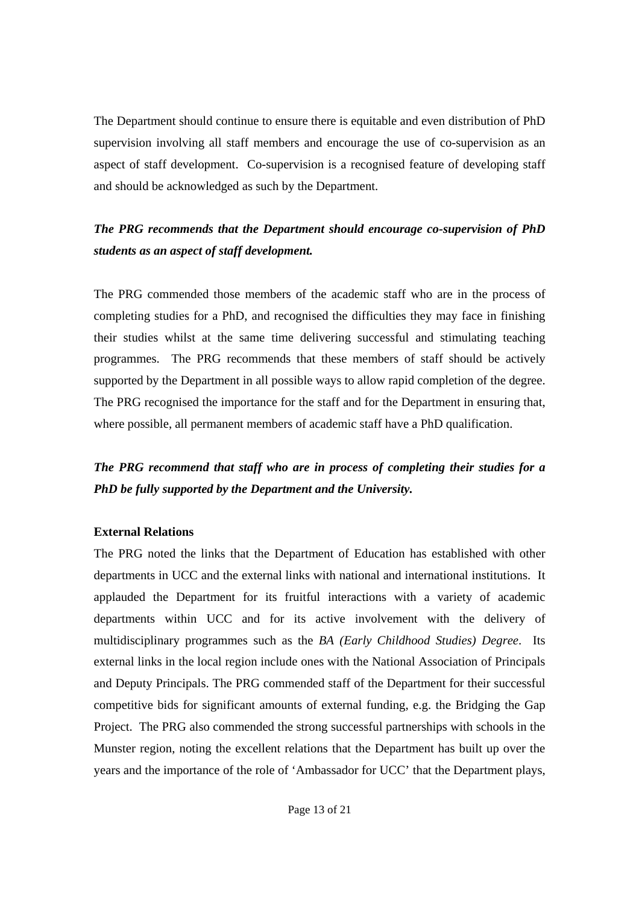The Department should continue to ensure there is equitable and even distribution of PhD supervision involving all staff members and encourage the use of co-supervision as an aspect of staff development. Co-supervision is a recognised feature of developing staff and should be acknowledged as such by the Department.

***The PRG recommends that the Department should encourage co-supervision of PhD students as an aspect of staff development.***

The PRG commended those members of the academic staff who are in the process of completing studies for a PhD, and recognised the difficulties they may face in finishing their studies whilst at the same time delivering successful and stimulating teaching programmes. The PRG recommends that these members of staff should be actively supported by the Department in all possible ways to allow rapid completion of the degree. The PRG recognised the importance for the staff and for the Department in ensuring that, where possible, all permanent members of academic staff have a PhD qualification.

***The PRG recommend that staff who are in process of completing their studies for a PhD be fully supported by the Department and the University.***

**External Relations**

The PRG noted the links that the Department of Education has established with other departments in UCC and the external links with national and international institutions. It applauded the Department for its fruitful interactions with a variety of academic departments within UCC and for its active involvement with the delivery of multidisciplinary programmes such as the *BA (Early Childhood Studies) Degree*. Its external links in the local region include ones with the National Association of Principals and Deputy Principals. The PRG commended staff of the Department for their successful competitive bids for significant amounts of external funding, e.g. the Bridging the Gap Project. The PRG also commended the strong successful partnerships with schools in the Munster region, noting the excellent relations that the Department has built up over the years and the importance of the role of 'Ambassador for UCC' that the Department plays,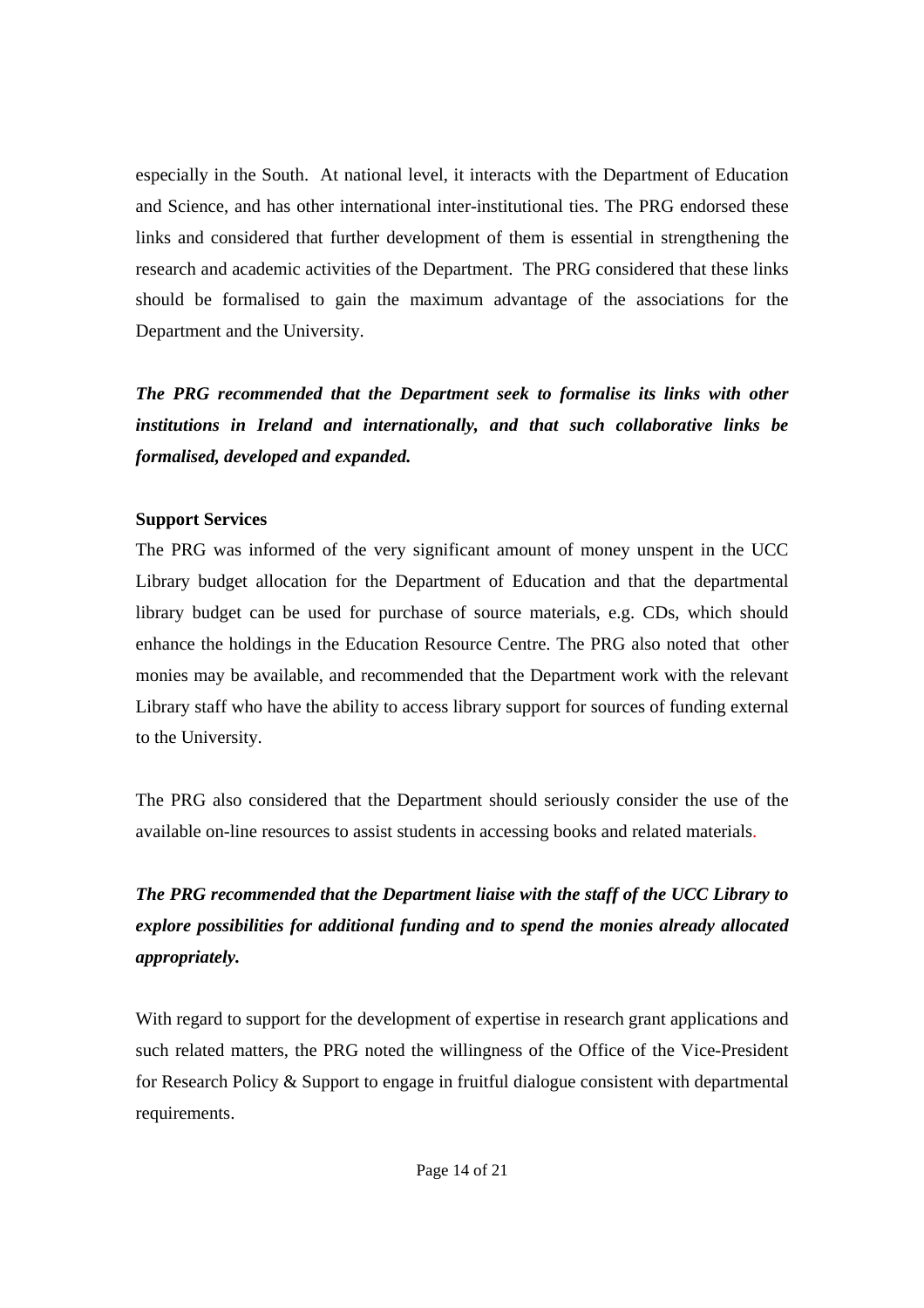especially in the South. At national level, it interacts with the Department of Education and Science, and has other international inter-institutional ties. The PRG endorsed these links and considered that further development of them is essential in strengthening the research and academic activities of the Department. The PRG considered that these links should be formalised to gain the maximum advantage of the associations for the Department and the University.

***The PRG recommended that the Department seek to formalise its links with other institutions in Ireland and internationally, and that such collaborative links be formalised, developed and expanded.***

**Support Services**

The PRG was informed of the very significant amount of money unspent in the UCC Library budget allocation for the Department of Education and that the departmental library budget can be used for purchase of source materials, e.g. CDs, which should enhance the holdings in the Education Resource Centre. The PRG also noted that other monies may be available, and recommended that the Department work with the relevant Library staff who have the ability to access library support for sources of funding external to the University.

The PRG also considered that the Department should seriously consider the use of the available on-line resources to assist students in accessing books and related materials.

***The PRG recommended that the Department liaise with the staff of the UCC Library to explore possibilities for additional funding and to spend the monies already allocated appropriately.***

With regard to support for the development of expertise in research grant applications and such related matters, the PRG noted the willingness of the Office of the Vice-President for Research Policy & Support to engage in fruitful dialogue consistent with departmental requirements.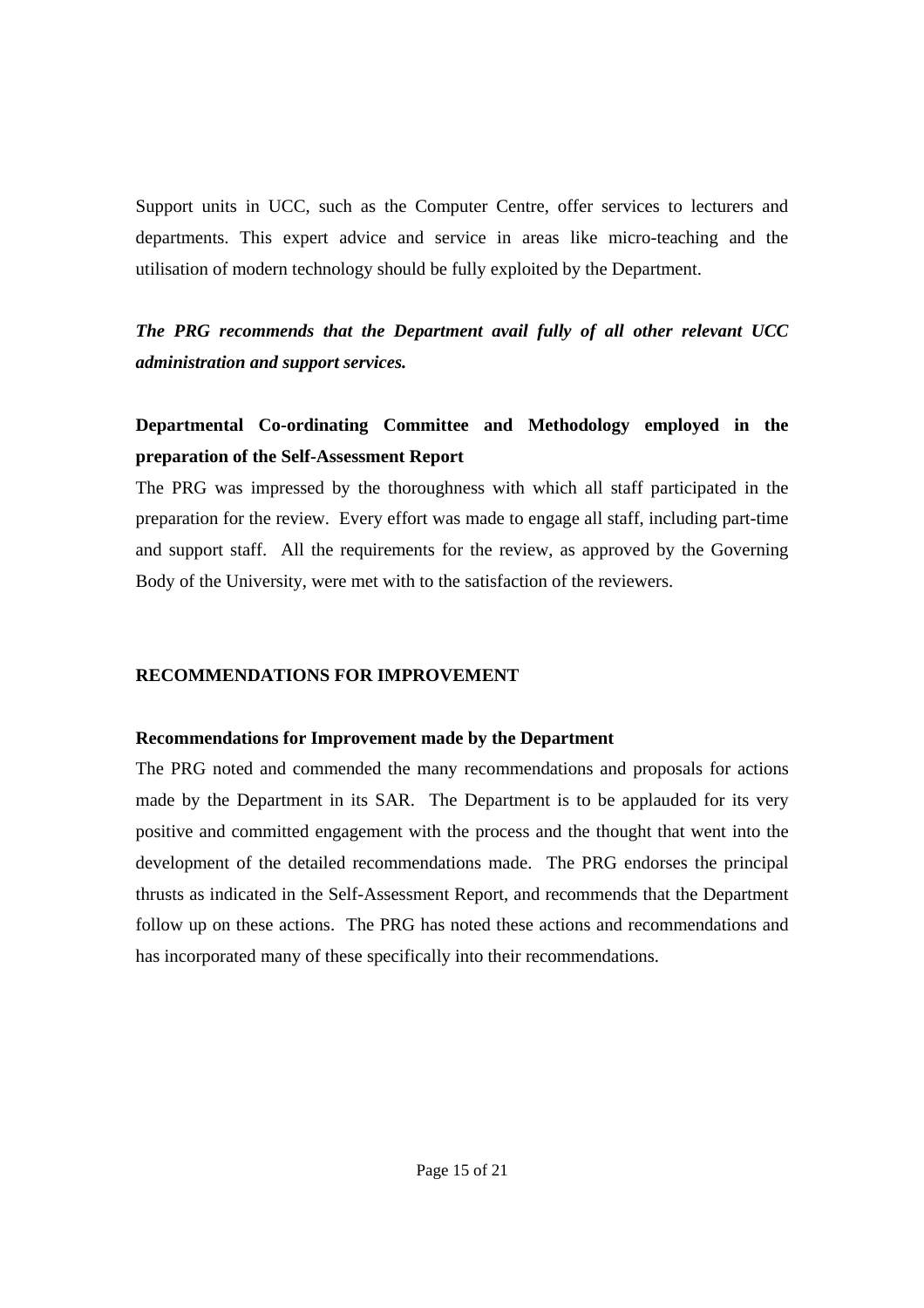Support units in UCC, such as the Computer Centre, offer services to lecturers and departments. This expert advice and service in areas like micro-teaching and the utilisation of modern technology should be fully exploited by the Department.

***The PRG recommends that the Department avail fully of all other relevant UCC administration and support services.***

**Departmental Co-ordinating Committee and Methodology employed in the preparation of the Self-Assessment Report**

The PRG was impressed by the thoroughness with which all staff participated in the preparation for the review. Every effort was made to engage all staff, including part-time and support staff. All the requirements for the review, as approved by the Governing Body of the University, were met with to the satisfaction of the reviewers.

## RECOMMENDATIONS FOR IMPROVEMENT

**Recommendations for Improvement made by the Department**

The PRG noted and commended the many recommendations and proposals for actions made by the Department in its SAR. The Department is to be applauded for its very positive and committed engagement with the process and the thought that went into the development of the detailed recommendations made. The PRG endorses the principal thrusts as indicated in the Self-Assessment Report, and recommends that the Department follow up on these actions. The PRG has noted these actions and recommendations and has incorporated many of these specifically into their recommendations.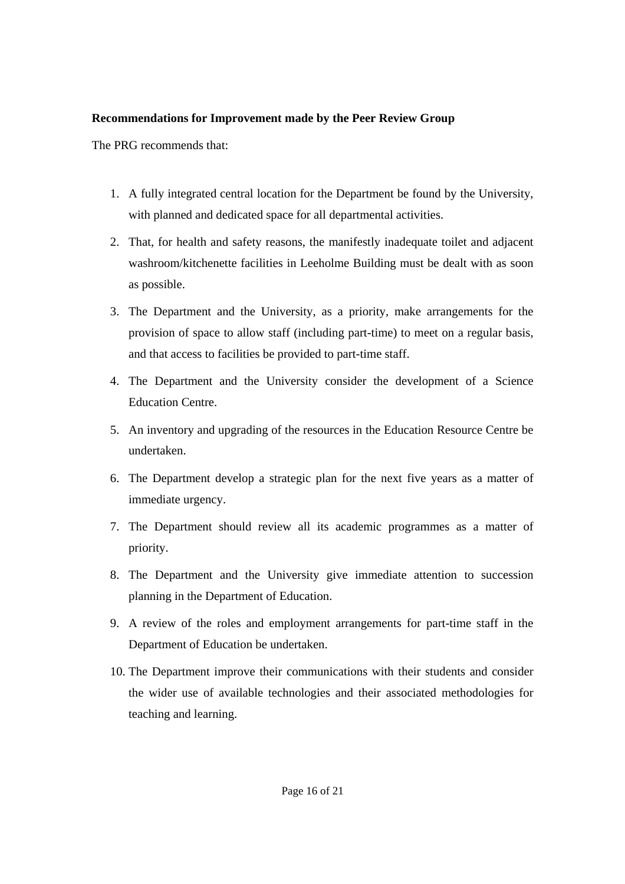**Recommendations for Improvement made by the Peer Review Group**

The PRG recommends that:

1. A fully integrated central location for the Department be found by the University, with planned and dedicated space for all departmental activities.
2. That, for health and safety reasons, the manifestly inadequate toilet and adjacent washroom/kitchenette facilities in Leeholme Building must be dealt with as soon as possible.
3. The Department and the University, as a priority, make arrangements for the provision of space to allow staff (including part-time) to meet on a regular basis, and that access to facilities be provided to part-time staff.
4. The Department and the University consider the development of a Science Education Centre.
5. An inventory and upgrading of the resources in the Education Resource Centre be undertaken.
6. The Department develop a strategic plan for the next five years as a matter of immediate urgency.
7. The Department should review all its academic programmes as a matter of priority.
8. The Department and the University give immediate attention to succession planning in the Department of Education.
9. A review of the roles and employment arrangements for part-time staff in the Department of Education be undertaken.
10. The Department improve their communications with their students and consider the wider use of available technologies and their associated methodologies for teaching and learning.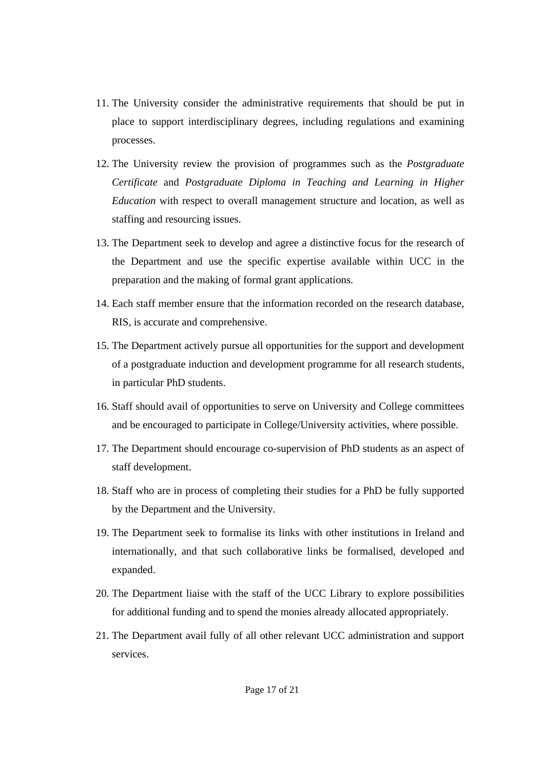11. The University consider the administrative requirements that should be put in place to support interdisciplinary degrees, including regulations and examining processes.
12. The University review the provision of programmes such as the *Postgraduate Certificate* and *Postgraduate Diploma in Teaching and Learning in Higher Education* with respect to overall management structure and location, as well as staffing and resourcing issues.
13. The Department seek to develop and agree a distinctive focus for the research of the Department and use the specific expertise available within UCC in the preparation and the making of formal grant applications.
14. Each staff member ensure that the information recorded on the research database, RIS, is accurate and comprehensive.
15. The Department actively pursue all opportunities for the support and development of a postgraduate induction and development programme for all research students, in particular PhD students.
16. Staff should avail of opportunities to serve on University and College committees and be encouraged to participate in College/University activities, where possible.
17. The Department should encourage co-supervision of PhD students as an aspect of staff development.
18. Staff who are in process of completing their studies for a PhD be fully supported by the Department and the University.
19. The Department seek to formalise its links with other institutions in Ireland and internationally, and that such collaborative links be formalised, developed and expanded.
20. The Department liaise with the staff of the UCC Library to explore possibilities for additional funding and to spend the monies already allocated appropriately.
21. The Department avail fully of all other relevant UCC administration and support services.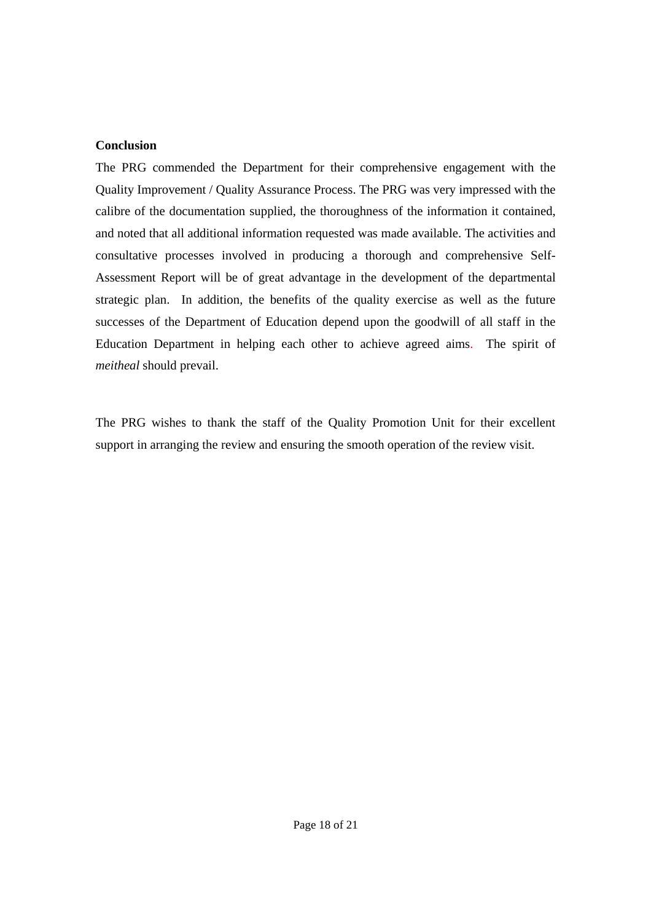**Conclusion**

The PRG commended the Department for their comprehensive engagement with the Quality Improvement / Quality Assurance Process. The PRG was very impressed with the calibre of the documentation supplied, the thoroughness of the information it contained, and noted that all additional information requested was made available. The activities and consultative processes involved in producing a thorough and comprehensive Self-Assessment Report will be of great advantage in the development of the departmental strategic plan. In addition, the benefits of the quality exercise as well as the future successes of the Department of Education depend upon the goodwill of all staff in the Education Department in helping each other to achieve agreed aims. The spirit of *meitheal* should prevail.

The PRG wishes to thank the staff of the Quality Promotion Unit for their excellent support in arranging the review and ensuring the smooth operation of the review visit.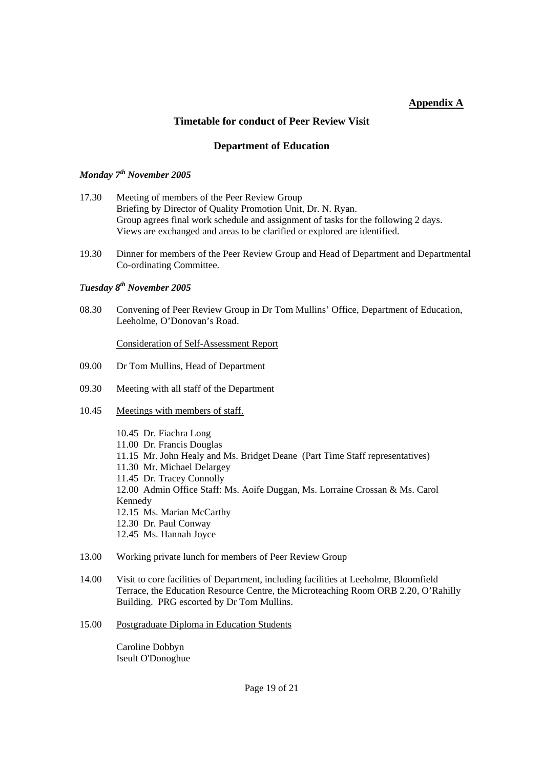**Appendix A**

## Timetable for conduct of Peer Review Visit

## Department of Education

***Monday 7th November 2005***

17.30 Meeting of members of the Peer Review Group
Briefing by Director of Quality Promotion Unit, Dr. N. Ryan.
Group agrees final work schedule and assignment of tasks for the following 2 days.
Views are exchanged and areas to be clarified or explored are identified.

19.30 Dinner for members of the Peer Review Group and Head of Department and Departmental Co-ordinating Committee.

***Tuesday 8th November 2005***

08.30 Convening of Peer Review Group in Dr Tom Mullins' Office, Department of Education, Leeholme, O'Donovan's Road.

Consideration of Self-Assessment Report

09.00 Dr Tom Mullins, Head of Department

09.30 Meeting with all staff of the Department

10.45 Meetings with members of staff.

10.45 Dr. Fiachra Long
11.00 Dr. Francis Douglas
11.15 Mr. John Healy and Ms. Bridget Deane (Part Time Staff representatives)
11.30 Mr. Michael Delargey
11.45 Dr. Tracey Connolly
12.00 Admin Office Staff: Ms. Aoife Duggan, Ms. Lorraine Crossan & Ms. Carol Kennedy
12.15 Ms. Marian McCarthy
12.30 Dr. Paul Conway
12.45 Ms. Hannah Joyce

13.00 Working private lunch for members of Peer Review Group

14.00 Visit to core facilities of Department, including facilities at Leeholme, Bloomfield Terrace, the Education Resource Centre, the Microteaching Room ORB 2.20, O'Rahilly Building. PRG escorted by Dr Tom Mullins.

15.00 Postgraduate Diploma in Education Students

Caroline Dobbyn
Iseult O'Donoghue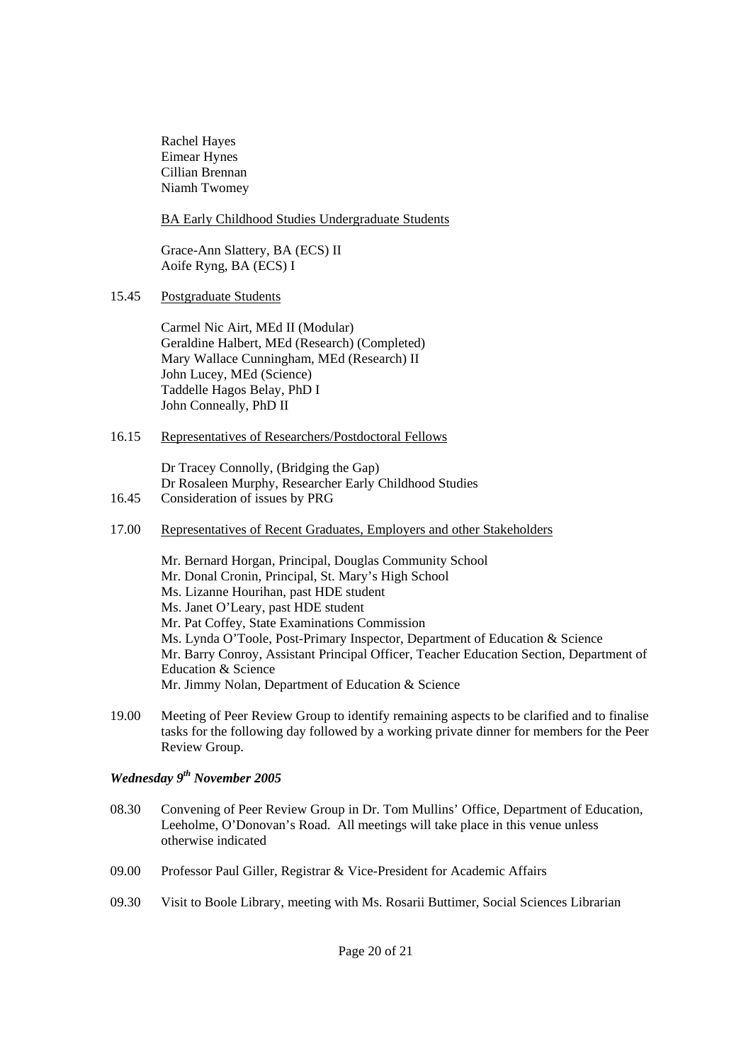Rachel Hayes
Eimear Hynes
Cillian Brennan
Niamh Twomey

<u>BA Early Childhood Studies Undergraduate Students</u>

Grace-Ann Slattery, BA (ECS) II
Aoife Ryng, BA (ECS) I

15.45 <u>Postgraduate Students</u>

Carmel Nic Airt, MEd II (Modular)
Geraldine Halbert, MEd (Research) (Completed)
Mary Wallace Cunningham, MEd (Research) II
John Lucey, MEd (Science)
Taddelle Hagos Belay, PhD I
John Conneally, PhD II

16.15 <u>Representatives of Researchers/Postdoctoral Fellows</u>

Dr Tracey Connolly, (Bridging the Gap)
Dr Rosaleen Murphy, Researcher Early Childhood Studies

16.45 Consideration of issues by PRG

17.00 <u>Representatives of Recent Graduates, Employers and other Stakeholders</u>

Mr. Bernard Horgan, Principal, Douglas Community School
Mr. Donal Cronin, Principal, St. Mary's High School
Ms. Lizanne Hourihan, past HDE student
Ms. Janet O'Leary, past HDE student
Mr. Pat Coffey, State Examinations Commission
Ms. Lynda O'Toole, Post-Primary Inspector, Department of Education & Science
Mr. Barry Conroy, Assistant Principal Officer, Teacher Education Section, Department of Education & Science
Mr. Jimmy Nolan, Department of Education & Science

19.00 Meeting of Peer Review Group to identify remaining aspects to be clarified and to finalise tasks for the following day followed by a working private dinner for members for the Peer Review Group.

### *Wednesday 9th November 2005*

08.30 Convening of Peer Review Group in Dr. Tom Mullins' Office, Department of Education, Leeholme, O'Donovan's Road. All meetings will take place in this venue unless otherwise indicated

09.00 Professor Paul Giller, Registrar & Vice-President for Academic Affairs

09.30 Visit to Boole Library, meeting with Ms. Rosarii Buttimer, Social Sciences Librarian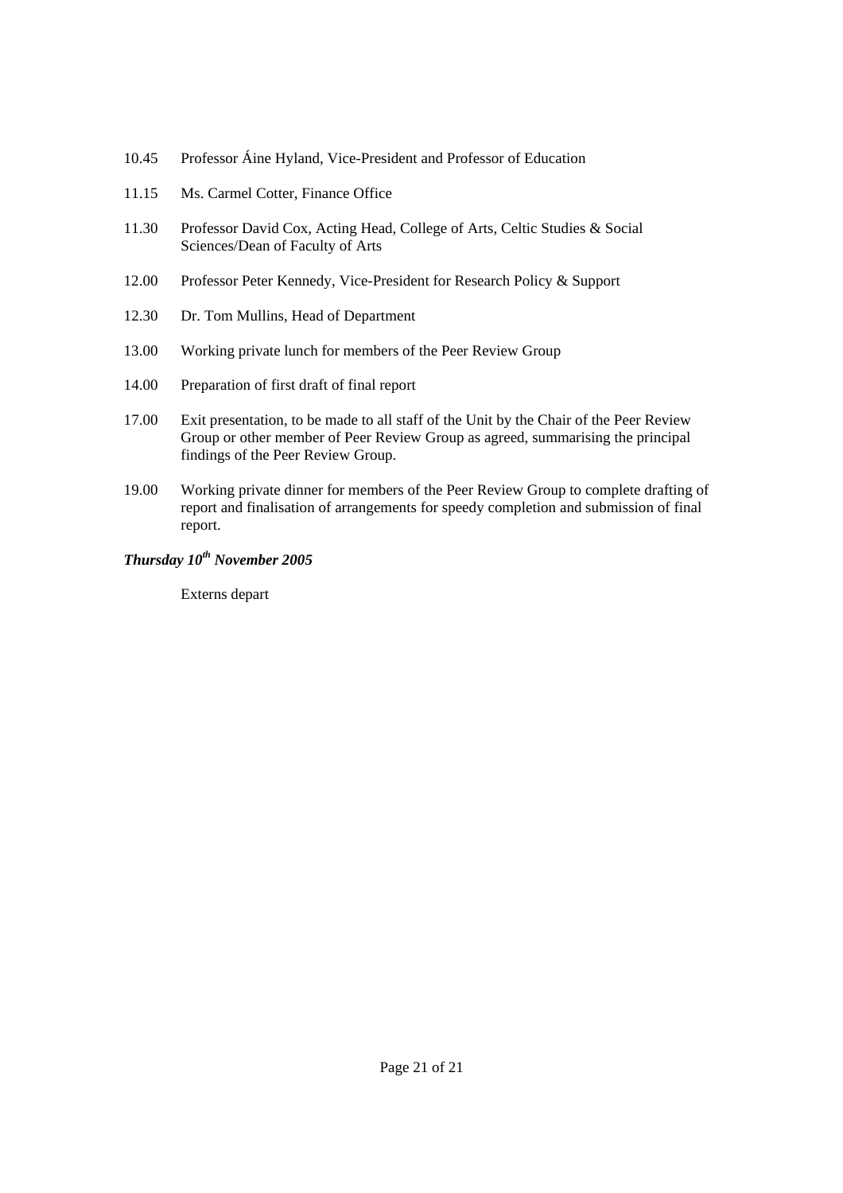10.45 Professor Áine Hyland, Vice-President and Professor of Education

11.15 Ms. Carmel Cotter, Finance Office

11.30 Professor David Cox, Acting Head, College of Arts, Celtic Studies & Social Sciences/Dean of Faculty of Arts

12.00 Professor Peter Kennedy, Vice-President for Research Policy & Support

12.30 Dr. Tom Mullins, Head of Department

13.00 Working private lunch for members of the Peer Review Group

14.00 Preparation of first draft of final report

17.00 Exit presentation, to be made to all staff of the Unit by the Chair of the Peer Review Group or other member of Peer Review Group as agreed, summarising the principal findings of the Peer Review Group.

19.00 Working private dinner for members of the Peer Review Group to complete drafting of report and finalisation of arrangements for speedy completion and submission of final report.

***Thursday 10th November 2005***

Externs depart